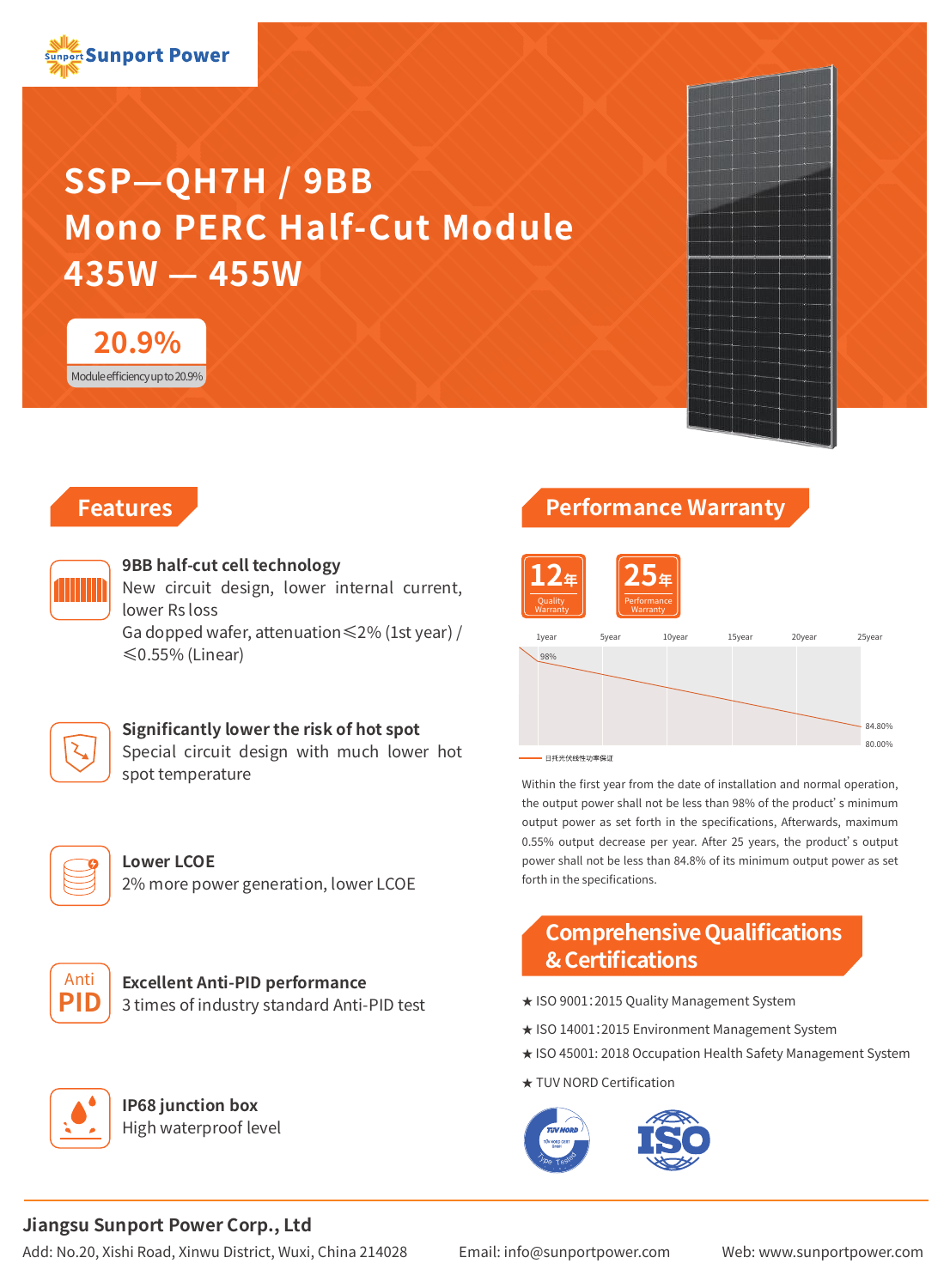Sunport Power

# SSP—QH7H / 9BB
# Mono PERC Half-Cut Module
# 435W — 455W

**20.9%**
Module efficiency up to 20.9%

## Features

**9BB half-cut cell technology**
New circuit design, lower internal current, lower Rs loss
Ga dopped wafer, attenuation ≤2% (1st year) / ≤0.55% (Linear)

**Significantly lower the risk of hot spot**
Special circuit design with much lower hot spot temperature

**Lower LCOE**
2% more power generation, lower LCOE

**Excellent Anti-PID performance**
3 times of industry standard Anti-PID test

**IP68 junction box**
High waterproof level

## Performance Warranty

12年 Quality Warranty

25年 Performance Warranty

1year | 5year | 10year | 15year | 20year | 25year

98% — 84.80% — 80.00%

日托光伏线性功率保证

Within the first year from the date of installation and normal operation, the output power shall not be less than 98% of the product' s minimum output power as set forth in the specifications, Afterwards, maximum 0.55% output decrease per year. After 25 years, the product' s output power shall not be less than 84.8% of its minimum output power as set forth in the specifications.

## Comprehensive Qualifications & Certifications

★ ISO 9001:2015 Quality Management System

★ ISO 14001:2015 Environment Management System

★ ISO 45001: 2018 Occupation Health Safety Management System

★ TUV NORD Certification

**Jiangsu Sunport Power Corp., Ltd**

Add: No.20, Xishi Road, Xinwu District, Wuxi, China 214028    Email: info@sunportpower.com    Web: www.sunportpower.com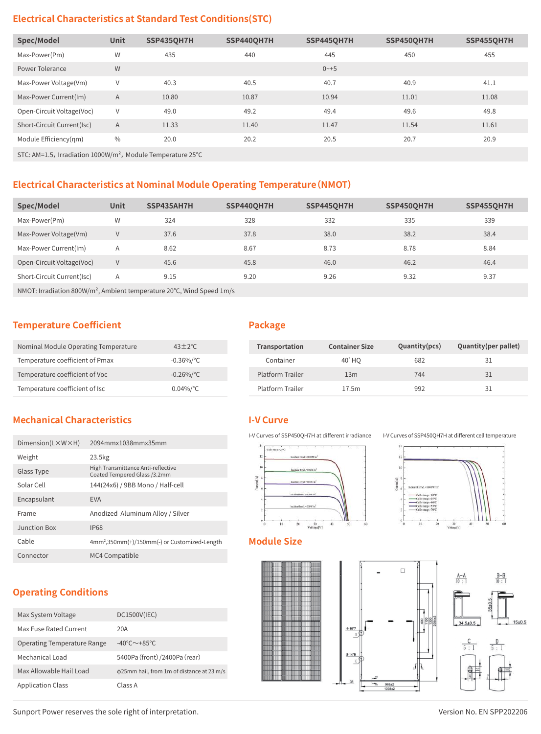## Electrical Characteristics at Standard Test Conditions(STC)

| Spec/Model | Unit | SSP435QH7H | SSP440QH7H | SSP445QH7H | SSP450QH7H | SSP455QH7H |
|---|---|---|---|---|---|---|
| Max-Power(Pm) | W | 435 | 440 | 445 | 450 | 455 |
| Power Tolerance | W | | | 0~+5 | | |
| Max-Power Voltage(Vm) | V | 40.3 | 40.5 | 40.7 | 40.9 | 41.1 |
| Max-Power Current(Im) | A | 10.80 | 10.87 | 10.94 | 11.01 | 11.08 |
| Open-Circuit Voltage(Voc) | V | 49.0 | 49.2 | 49.4 | 49.6 | 49.8 |
| Short-Circuit Current(Isc) | A | 11.33 | 11.40 | 11.47 | 11.54 | 11.61 |
| Module Efficiency(ηm) | % | 20.0 | 20.2 | 20.5 | 20.7 | 20.9 |
| STC: AM=1.5, Irradiation 1000W/m², Module Temperature 25°C | | | | | | |

## Electrical Characteristics at Nominal Module Operating Temperature (NMOT)

| Spec/Model | Unit | SSP435AH7H | SSP440QH7H | SSP445QH7H | SSP450QH7H | SSP455QH7H |
|---|---|---|---|---|---|---|
| Max-Power(Pm) | W | 324 | 328 | 332 | 335 | 339 |
| Max-Power Voltage(Vm) | V | 37.6 | 37.8 | 38.0 | 38.2 | 38.4 |
| Max-Power Current(Im) | A | 8.62 | 8.67 | 8.73 | 8.78 | 8.84 |
| Open-Circuit Voltage(Voc) | V | 45.6 | 45.8 | 46.0 | 46.2 | 46.4 |
| Short-Circuit Current(Isc) | A | 9.15 | 9.20 | 9.26 | 9.32 | 9.37 |
| NMOT: Irradiation 800W/m², Ambient temperature 20°C, Wind Speed 1m/s | | | | | | |

## Temperature Coefficient

| | |
|---|---|
| Nominal Module Operating Temperature | 43±2°C |
| Temperature coefficient of Pmax | -0.36%/°C |
| Temperature coefficient of Voc | -0.26%/°C |
| Temperature coefficient of Isc | 0.04%/°C |

## Package

| Transportation | Container Size | Quantity(pcs) | Quantity(per pallet) |
|---|---|---|---|
| Container | 40' HQ | 682 | 31 |
| Platform Trailer | 13m | 744 | 31 |
| Platform Trailer | 17.5m | 992 | 31 |

## Mechanical Characteristics

| | |
|---|---|
| Dimension(L×W×H) | 2094mmx1038mmx35mm |
| Weight | 23.5kg |
| Glass Type | High Transmittance Anti-reflective Coated Tempered Glass /3.2mm |
| Solar Cell | 144(24x6) / 9BB Mono / Half-cell |
| Encapsulant | EVA |
| Frame | Anodized Aluminum Alloy / Silver |
| Junction Box | IP68 |
| Cable | 4mm²,350mm(+)/150mm(-) or Customized•Length |
| Connector | MC4 Compatible |

## I-V Curve

I-V Curves of SSP450QH7H at different irradiance

I-V Curves of SSP450QH7H at different cell temperature

## Module Size

## Operating Conditions

| | |
|---|---|
| Max System Voltage | DC1500V(IEC) |
| Max Fuse Rated Current | 20A |
| Operating Temperature Range | -40°C~+85°C |
| Mechanical Load | 5400Pa (front) /2400Pa (rear) |
| Max Allowable Hail Load | φ25mm hail, from 1m of distance at 23 m/s |
| Application Class | Class A |

Sunport Power reserves the sole right of interpretation.

Version No. EN SPP202206